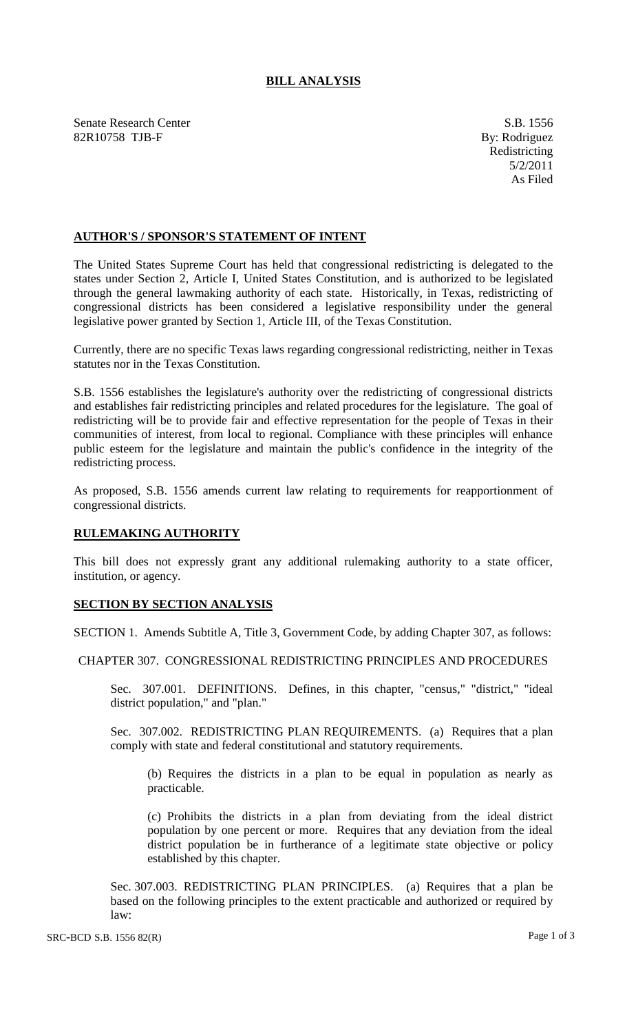# BILL ANALYSIS

Senate Research Center
82R10758 TJB-F

S.B. 1556
By: Rodriguez
Redistricting
5/2/2011
As Filed

## AUTHOR'S / SPONSOR'S STATEMENT OF INTENT

The United States Supreme Court has held that congressional redistricting is delegated to the states under Section 2, Article I, United States Constitution, and is authorized to be legislated through the general lawmaking authority of each state. Historically, in Texas, redistricting of congressional districts has been considered a legislative responsibility under the general legislative power granted by Section 1, Article III, of the Texas Constitution.

Currently, there are no specific Texas laws regarding congressional redistricting, neither in Texas statutes nor in the Texas Constitution.

S.B. 1556 establishes the legislature's authority over the redistricting of congressional districts and establishes fair redistricting principles and related procedures for the legislature. The goal of redistricting will be to provide fair and effective representation for the people of Texas in their communities of interest, from local to regional. Compliance with these principles will enhance public esteem for the legislature and maintain the public's confidence in the integrity of the redistricting process.

As proposed, S.B. 1556 amends current law relating to requirements for reapportionment of congressional districts.

## RULEMAKING AUTHORITY

This bill does not expressly grant any additional rulemaking authority to a state officer, institution, or agency.

## SECTION BY SECTION ANALYSIS

SECTION 1. Amends Subtitle A, Title 3, Government Code, by adding Chapter 307, as follows:

CHAPTER 307. CONGRESSIONAL REDISTRICTING PRINCIPLES AND PROCEDURES

Sec. 307.001. DEFINITIONS. Defines, in this chapter, "census," "district," "ideal district population," and "plan."

Sec. 307.002. REDISTRICTING PLAN REQUIREMENTS. (a) Requires that a plan comply with state and federal constitutional and statutory requirements.

(b) Requires the districts in a plan to be equal in population as nearly as practicable.

(c) Prohibits the districts in a plan from deviating from the ideal district population by one percent or more. Requires that any deviation from the ideal district population be in furtherance of a legitimate state objective or policy established by this chapter.

Sec. 307.003. REDISTRICTING PLAN PRINCIPLES. (a) Requires that a plan be based on the following principles to the extent practicable and authorized or required by law: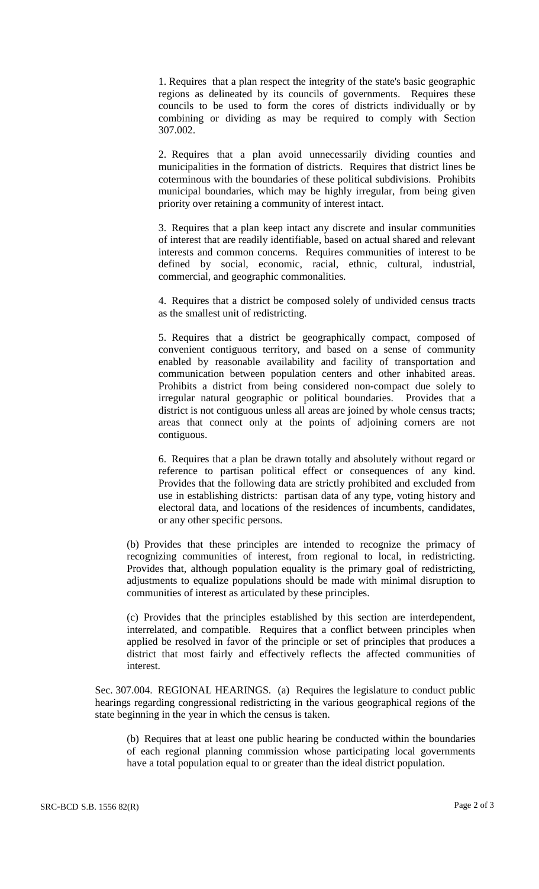1. Requires that a plan respect the integrity of the state's basic geographic regions as delineated by its councils of governments. Requires these councils to be used to form the cores of districts individually or by combining or dividing as may be required to comply with Section 307.002.

2. Requires that a plan avoid unnecessarily dividing counties and municipalities in the formation of districts. Requires that district lines be coterminous with the boundaries of these political subdivisions. Prohibits municipal boundaries, which may be highly irregular, from being given priority over retaining a community of interest intact.

3. Requires that a plan keep intact any discrete and insular communities of interest that are readily identifiable, based on actual shared and relevant interests and common concerns. Requires communities of interest to be defined by social, economic, racial, ethnic, cultural, industrial, commercial, and geographic commonalities.

4. Requires that a district be composed solely of undivided census tracts as the smallest unit of redistricting.

5. Requires that a district be geographically compact, composed of convenient contiguous territory, and based on a sense of community enabled by reasonable availability and facility of transportation and communication between population centers and other inhabited areas. Prohibits a district from being considered non-compact due solely to irregular natural geographic or political boundaries. Provides that a district is not contiguous unless all areas are joined by whole census tracts; areas that connect only at the points of adjoining corners are not contiguous.

6. Requires that a plan be drawn totally and absolutely without regard or reference to partisan political effect or consequences of any kind. Provides that the following data are strictly prohibited and excluded from use in establishing districts: partisan data of any type, voting history and electoral data, and locations of the residences of incumbents, candidates, or any other specific persons.

(b) Provides that these principles are intended to recognize the primacy of recognizing communities of interest, from regional to local, in redistricting. Provides that, although population equality is the primary goal of redistricting, adjustments to equalize populations should be made with minimal disruption to communities of interest as articulated by these principles.

(c) Provides that the principles established by this section are interdependent, interrelated, and compatible. Requires that a conflict between principles when applied be resolved in favor of the principle or set of principles that produces a district that most fairly and effectively reflects the affected communities of interest.

Sec. 307.004. REGIONAL HEARINGS. (a) Requires the legislature to conduct public hearings regarding congressional redistricting in the various geographical regions of the state beginning in the year in which the census is taken.

(b) Requires that at least one public hearing be conducted within the boundaries of each regional planning commission whose participating local governments have a total population equal to or greater than the ideal district population.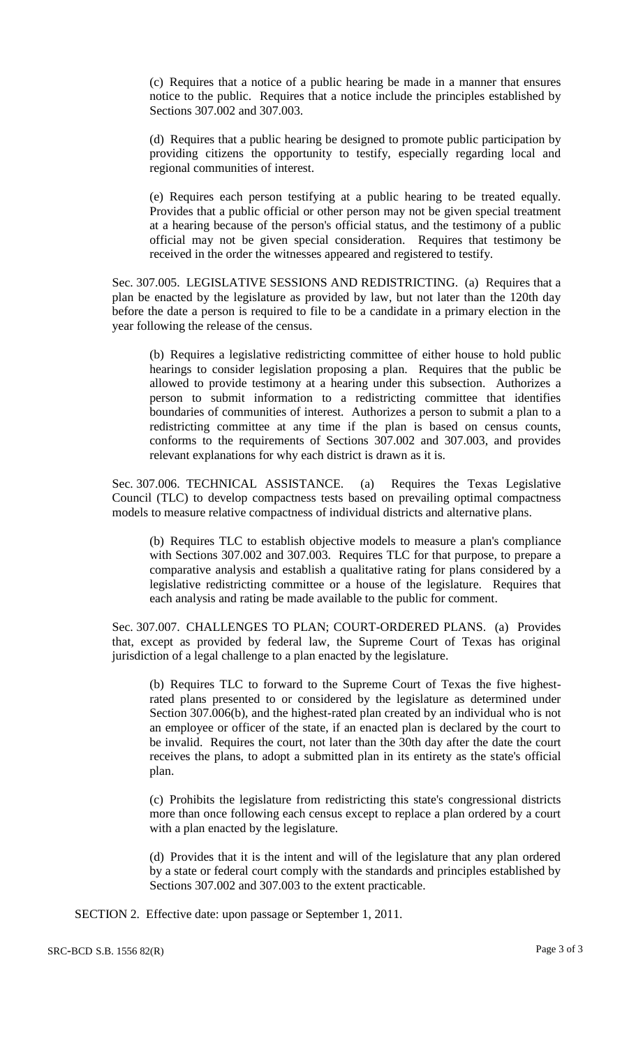(c) Requires that a notice of a public hearing be made in a manner that ensures notice to the public. Requires that a notice include the principles established by Sections 307.002 and 307.003.

(d) Requires that a public hearing be designed to promote public participation by providing citizens the opportunity to testify, especially regarding local and regional communities of interest.

(e) Requires each person testifying at a public hearing to be treated equally. Provides that a public official or other person may not be given special treatment at a hearing because of the person's official status, and the testimony of a public official may not be given special consideration. Requires that testimony be received in the order the witnesses appeared and registered to testify.

Sec. 307.005. LEGISLATIVE SESSIONS AND REDISTRICTING. (a) Requires that a plan be enacted by the legislature as provided by law, but not later than the 120th day before the date a person is required to file to be a candidate in a primary election in the year following the release of the census.

(b) Requires a legislative redistricting committee of either house to hold public hearings to consider legislation proposing a plan. Requires that the public be allowed to provide testimony at a hearing under this subsection. Authorizes a person to submit information to a redistricting committee that identifies boundaries of communities of interest. Authorizes a person to submit a plan to a redistricting committee at any time if the plan is based on census counts, conforms to the requirements of Sections 307.002 and 307.003, and provides relevant explanations for why each district is drawn as it is.

Sec. 307.006. TECHNICAL ASSISTANCE. (a) Requires the Texas Legislative Council (TLC) to develop compactness tests based on prevailing optimal compactness models to measure relative compactness of individual districts and alternative plans.

(b) Requires TLC to establish objective models to measure a plan's compliance with Sections 307.002 and 307.003. Requires TLC for that purpose, to prepare a comparative analysis and establish a qualitative rating for plans considered by a legislative redistricting committee or a house of the legislature. Requires that each analysis and rating be made available to the public for comment.

Sec. 307.007. CHALLENGES TO PLAN; COURT-ORDERED PLANS. (a) Provides that, except as provided by federal law, the Supreme Court of Texas has original jurisdiction of a legal challenge to a plan enacted by the legislature.

(b) Requires TLC to forward to the Supreme Court of Texas the five highest-rated plans presented to or considered by the legislature as determined under Section 307.006(b), and the highest-rated plan created by an individual who is not an employee or officer of the state, if an enacted plan is declared by the court to be invalid. Requires the court, not later than the 30th day after the date the court receives the plans, to adopt a submitted plan in its entirety as the state's official plan.

(c) Prohibits the legislature from redistricting this state's congressional districts more than once following each census except to replace a plan ordered by a court with a plan enacted by the legislature.

(d) Provides that it is the intent and will of the legislature that any plan ordered by a state or federal court comply with the standards and principles established by Sections 307.002 and 307.003 to the extent practicable.

SECTION 2. Effective date: upon passage or September 1, 2011.